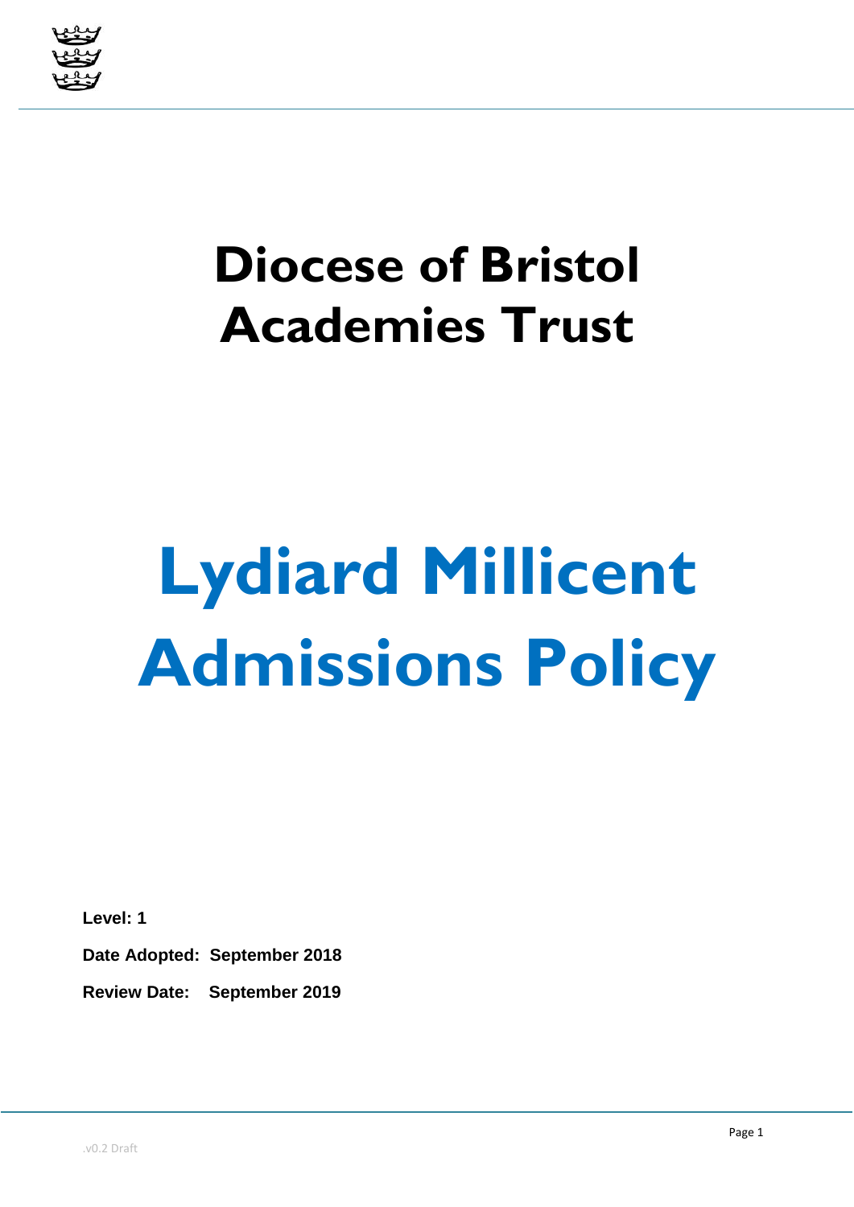# Diocese of Bristol Academies Trust

# Lydiard Millicent Admissions Policy

**Level: 1**

**Date Adopted: September 2018**

**Review Date: September 2019**

.v0.2 Draft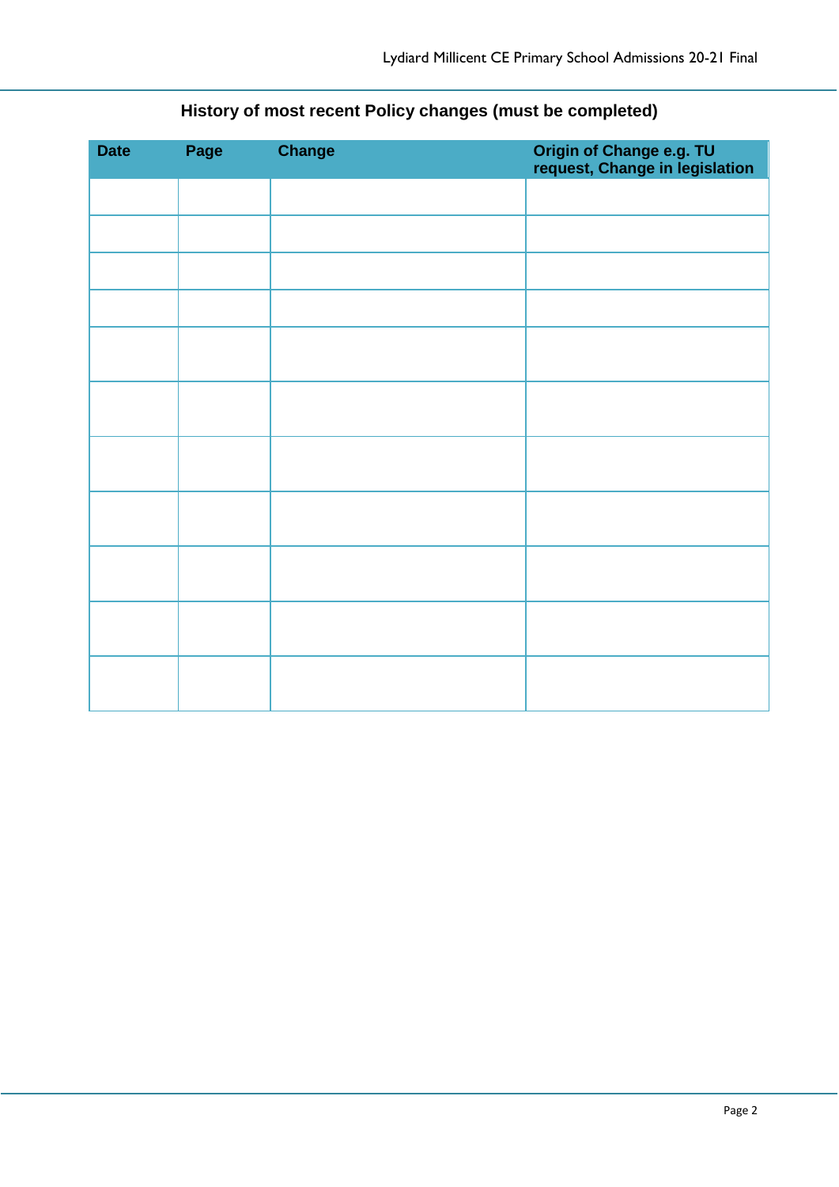**History of most recent Policy changes (must be completed)**

| Date | Page | Change | Origin of Change e.g. TU request, Change in legislation |
|---|---|---|---|
| | | | |
| | | | |
| | | | |
| | | | |
| | | | |
| | | | |
| | | | |
| | | | |
| | | | |
| | | | |
| | | | |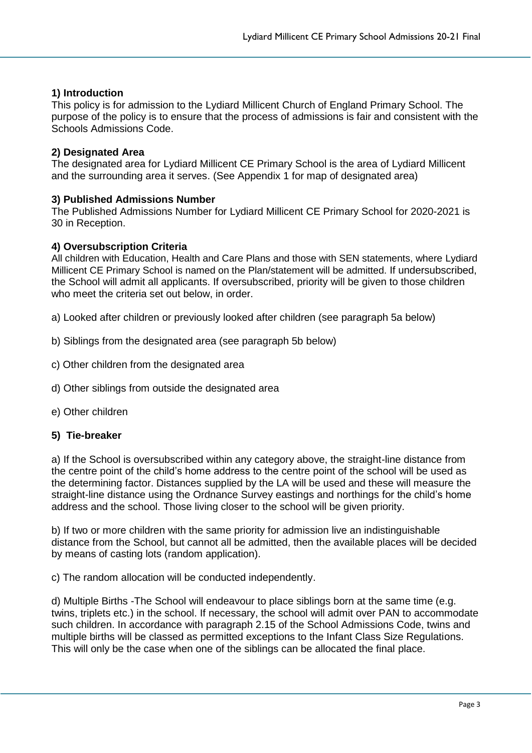## 1) Introduction

This policy is for admission to the Lydiard Millicent Church of England Primary School. The purpose of the policy is to ensure that the process of admissions is fair and consistent with the Schools Admissions Code.

## 2) Designated Area

The designated area for Lydiard Millicent CE Primary School is the area of Lydiard Millicent and the surrounding area it serves. (See Appendix 1 for map of designated area)

## 3) Published Admissions Number

The Published Admissions Number for Lydiard Millicent CE Primary School for 2020-2021 is 30 in Reception.

## 4) Oversubscription Criteria

All children with Education, Health and Care Plans and those with SEN statements, where Lydiard Millicent CE Primary School is named on the Plan/statement will be admitted. If undersubscribed, the School will admit all applicants. If oversubscribed, priority will be given to those children who meet the criteria set out below, in order.

a) Looked after children or previously looked after children (see paragraph 5a below)

b) Siblings from the designated area (see paragraph 5b below)

c) Other children from the designated area

d) Other siblings from outside the designated area

e) Other children

## 5) Tie-breaker

a) If the School is oversubscribed within any category above, the straight-line distance from the centre point of the child's home address to the centre point of the school will be used as the determining factor. Distances supplied by the LA will be used and these will measure the straight-line distance using the Ordnance Survey eastings and northings for the child's home address and the school. Those living closer to the school will be given priority.

b) If two or more children with the same priority for admission live an indistinguishable distance from the School, but cannot all be admitted, then the available places will be decided by means of casting lots (random application).

c) The random allocation will be conducted independently.

d) Multiple Births -The School will endeavour to place siblings born at the same time (e.g. twins, triplets etc.) in the school. If necessary, the school will admit over PAN to accommodate such children. In accordance with paragraph 2.15 of the School Admissions Code, twins and multiple births will be classed as permitted exceptions to the Infant Class Size Regulations. This will only be the case when one of the siblings can be allocated the final place.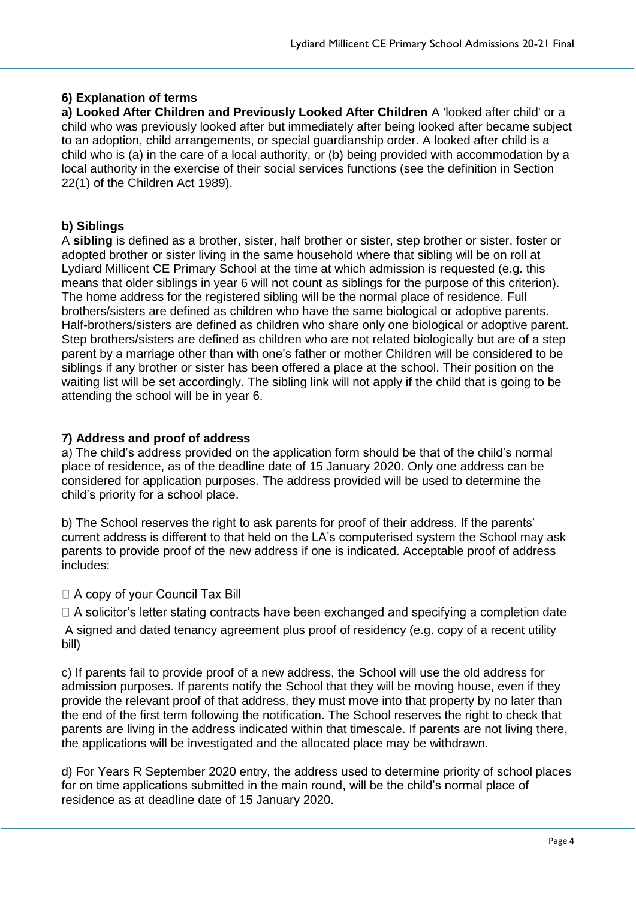## 6) Explanation of terms

**a) Looked After Children and Previously Looked After Children** A 'looked after child' or a child who was previously looked after but immediately after being looked after became subject to an adoption, child arrangements, or special guardianship order. A looked after child is a child who is (a) in the care of a local authority, or (b) being provided with accommodation by a local authority in the exercise of their social services functions (see the definition in Section 22(1) of the Children Act 1989).

**b) Siblings**

A **sibling** is defined as a brother, sister, half brother or sister, step brother or sister, foster or adopted brother or sister living in the same household where that sibling will be on roll at Lydiard Millicent CE Primary School at the time at which admission is requested (e.g. this means that older siblings in year 6 will not count as siblings for the purpose of this criterion). The home address for the registered sibling will be the normal place of residence. Full brothers/sisters are defined as children who have the same biological or adoptive parents. Half-brothers/sisters are defined as children who share only one biological or adoptive parent. Step brothers/sisters are defined as children who are not related biologically but are of a step parent by a marriage other than with one's father or mother Children will be considered to be siblings if any brother or sister has been offered a place at the school. Their position on the waiting list will be set accordingly. The sibling link will not apply if the child that is going to be attending the school will be in year 6.

## 7) Address and proof of address

a) The child's address provided on the application form should be that of the child's normal place of residence, as of the deadline date of 15 January 2020. Only one address can be considered for application purposes. The address provided will be used to determine the child's priority for a school place.

b) The School reserves the right to ask parents for proof of their address. If the parents' current address is different to that held on the LA's computerised system the School may ask parents to provide proof of the new address if one is indicated. Acceptable proof of address includes:

- A copy of your Council Tax Bill
- A solicitor's letter stating contracts have been exchanged and specifying a completion date
- A signed and dated tenancy agreement plus proof of residency (e.g. copy of a recent utility bill)

c) If parents fail to provide proof of a new address, the School will use the old address for admission purposes. If parents notify the School that they will be moving house, even if they provide the relevant proof of that address, they must move into that property by no later than the end of the first term following the notification. The School reserves the right to check that parents are living in the address indicated within that timescale. If parents are not living there, the applications will be investigated and the allocated place may be withdrawn.

d) For Years R September 2020 entry, the address used to determine priority of school places for on time applications submitted in the main round, will be the child's normal place of residence as at deadline date of 15 January 2020.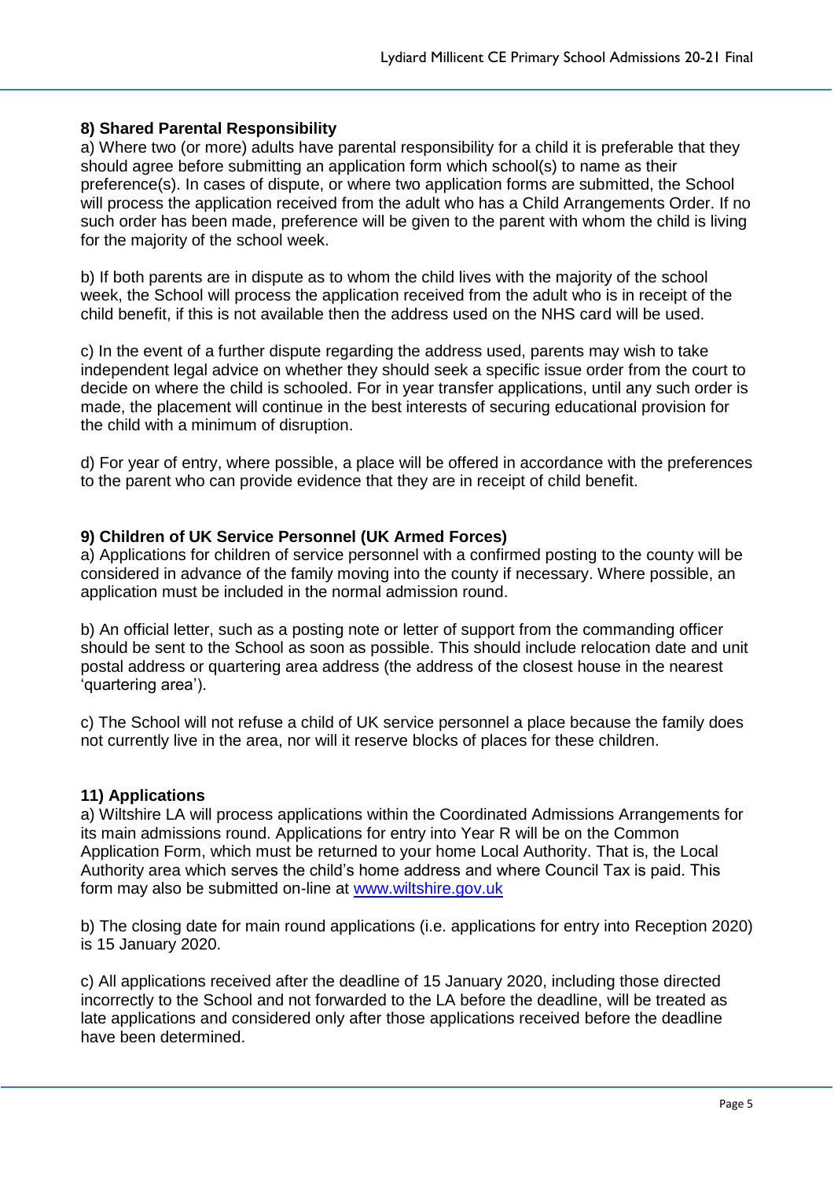**8) Shared Parental Responsibility**

a) Where two (or more) adults have parental responsibility for a child it is preferable that they should agree before submitting an application form which school(s) to name as their preference(s). In cases of dispute, or where two application forms are submitted, the School will process the application received from the adult who has a Child Arrangements Order. If no such order has been made, preference will be given to the parent with whom the child is living for the majority of the school week.

b) If both parents are in dispute as to whom the child lives with the majority of the school week, the School will process the application received from the adult who is in receipt of the child benefit, if this is not available then the address used on the NHS card will be used.

c) In the event of a further dispute regarding the address used, parents may wish to take independent legal advice on whether they should seek a specific issue order from the court to decide on where the child is schooled. For in year transfer applications, until any such order is made, the placement will continue in the best interests of securing educational provision for the child with a minimum of disruption.

d) For year of entry, where possible, a place will be offered in accordance with the preferences to the parent who can provide evidence that they are in receipt of child benefit.

**9) Children of UK Service Personnel (UK Armed Forces)**

a) Applications for children of service personnel with a confirmed posting to the county will be considered in advance of the family moving into the county if necessary. Where possible, an application must be included in the normal admission round.

b) An official letter, such as a posting note or letter of support from the commanding officer should be sent to the School as soon as possible. This should include relocation date and unit postal address or quartering area address (the address of the closest house in the nearest 'quartering area').

c) The School will not refuse a child of UK service personnel a place because the family does not currently live in the area, nor will it reserve blocks of places for these children.

**11) Applications**

a) Wiltshire LA will process applications within the Coordinated Admissions Arrangements for its main admissions round. Applications for entry into Year R will be on the Common Application Form, which must be returned to your home Local Authority. That is, the Local Authority area which serves the child's home address and where Council Tax is paid. This form may also be submitted on-line at [www.wiltshire.gov.uk](www.wiltshire.gov.uk)

b) The closing date for main round applications (i.e. applications for entry into Reception 2020) is 15 January 2020.

c) All applications received after the deadline of 15 January 2020, including those directed incorrectly to the School and not forwarded to the LA before the deadline, will be treated as late applications and considered only after those applications received before the deadline have been determined.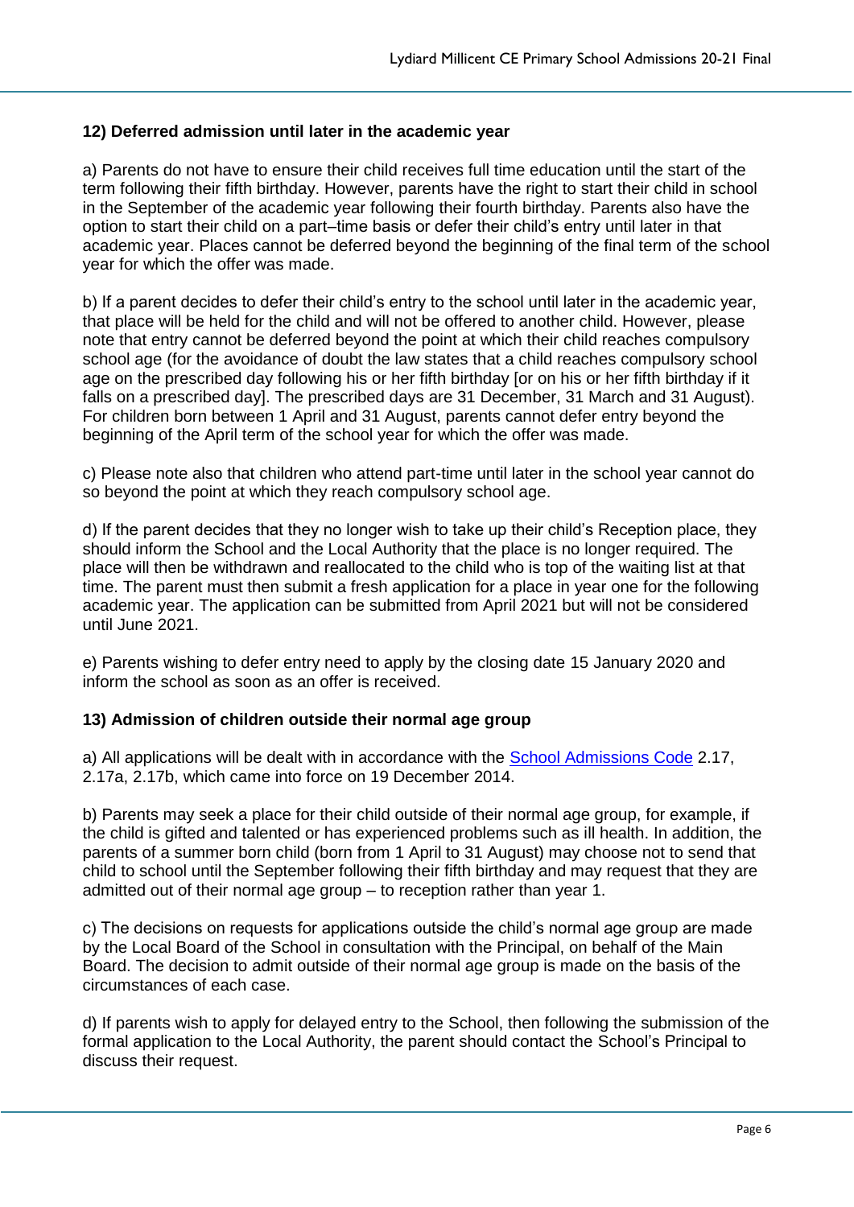### 12) Deferred admission until later in the academic year

a) Parents do not have to ensure their child receives full time education until the start of the term following their fifth birthday. However, parents have the right to start their child in school in the September of the academic year following their fourth birthday. Parents also have the option to start their child on a part–time basis or defer their child's entry until later in that academic year. Places cannot be deferred beyond the beginning of the final term of the school year for which the offer was made.

b) If a parent decides to defer their child's entry to the school until later in the academic year, that place will be held for the child and will not be offered to another child. However, please note that entry cannot be deferred beyond the point at which their child reaches compulsory school age (for the avoidance of doubt the law states that a child reaches compulsory school age on the prescribed day following his or her fifth birthday [or on his or her fifth birthday if it falls on a prescribed day]. The prescribed days are 31 December, 31 March and 31 August). For children born between 1 April and 31 August, parents cannot defer entry beyond the beginning of the April term of the school year for which the offer was made.

c) Please note also that children who attend part-time until later in the school year cannot do so beyond the point at which they reach compulsory school age.

d) If the parent decides that they no longer wish to take up their child's Reception place, they should inform the School and the Local Authority that the place is no longer required. The place will then be withdrawn and reallocated to the child who is top of the waiting list at that time. The parent must then submit a fresh application for a place in year one for the following academic year. The application can be submitted from April 2021 but will not be considered until June 2021.

e) Parents wishing to defer entry need to apply by the closing date 15 January 2020 and inform the school as soon as an offer is received.

### 13) Admission of children outside their normal age group

a) All applications will be dealt with in accordance with the School Admissions Code 2.17, 2.17a, 2.17b, which came into force on 19 December 2014.

b) Parents may seek a place for their child outside of their normal age group, for example, if the child is gifted and talented or has experienced problems such as ill health. In addition, the parents of a summer born child (born from 1 April to 31 August) may choose not to send that child to school until the September following their fifth birthday and may request that they are admitted out of their normal age group – to reception rather than year 1.

c) The decisions on requests for applications outside the child's normal age group are made by the Local Board of the School in consultation with the Principal, on behalf of the Main Board. The decision to admit outside of their normal age group is made on the basis of the circumstances of each case.

d) If parents wish to apply for delayed entry to the School, then following the submission of the formal application to the Local Authority, the parent should contact the School's Principal to discuss their request.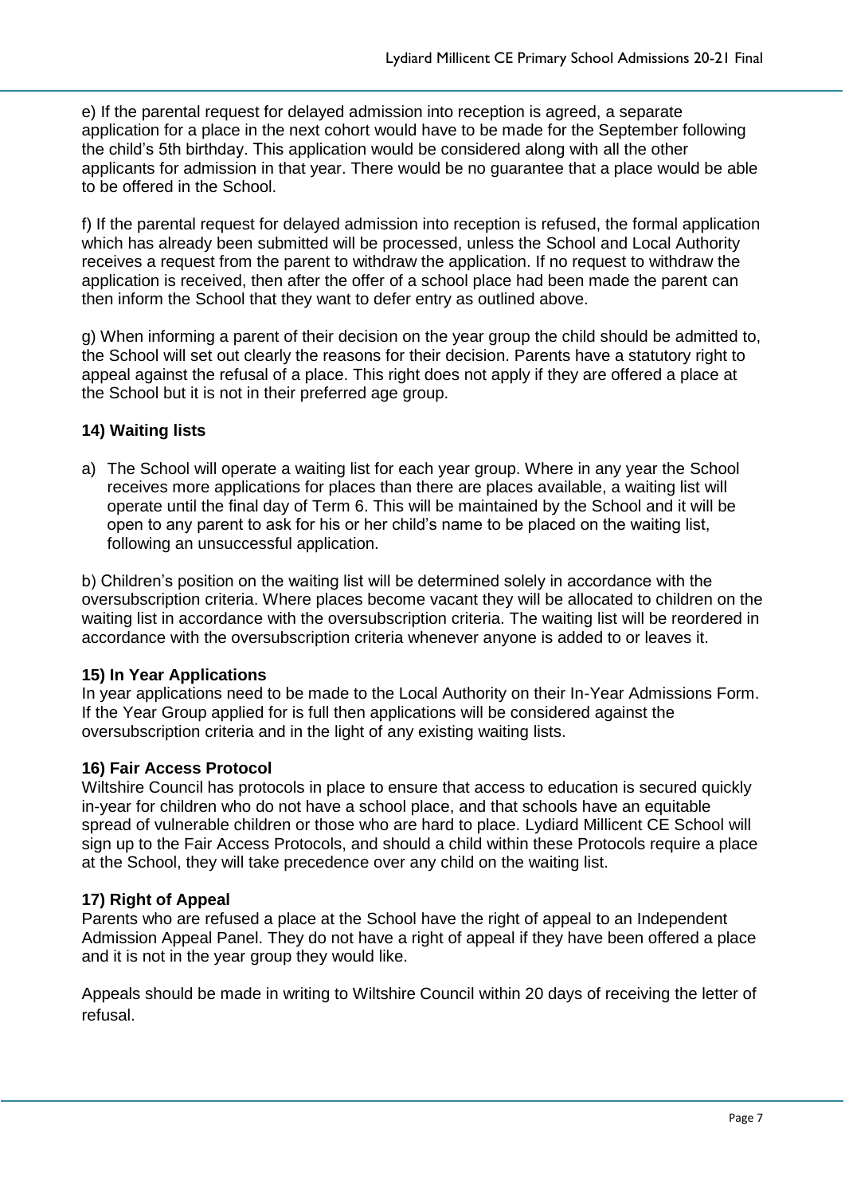e) If the parental request for delayed admission into reception is agreed, a separate application for a place in the next cohort would have to be made for the September following the child's 5th birthday. This application would be considered along with all the other applicants for admission in that year. There would be no guarantee that a place would be able to be offered in the School.

f) If the parental request for delayed admission into reception is refused, the formal application which has already been submitted will be processed, unless the School and Local Authority receives a request from the parent to withdraw the application. If no request to withdraw the application is received, then after the offer of a school place had been made the parent can then inform the School that they want to defer entry as outlined above.

g) When informing a parent of their decision on the year group the child should be admitted to, the School will set out clearly the reasons for their decision. Parents have a statutory right to appeal against the refusal of a place. This right does not apply if they are offered a place at the School but it is not in their preferred age group.

**14) Waiting lists**

a) The School will operate a waiting list for each year group. Where in any year the School receives more applications for places than there are places available, a waiting list will operate until the final day of Term 6. This will be maintained by the School and it will be open to any parent to ask for his or her child's name to be placed on the waiting list, following an unsuccessful application.

b) Children's position on the waiting list will be determined solely in accordance with the oversubscription criteria. Where places become vacant they will be allocated to children on the waiting list in accordance with the oversubscription criteria. The waiting list will be reordered in accordance with the oversubscription criteria whenever anyone is added to or leaves it.

**15) In Year Applications**

In year applications need to be made to the Local Authority on their In-Year Admissions Form. If the Year Group applied for is full then applications will be considered against the oversubscription criteria and in the light of any existing waiting lists.

**16) Fair Access Protocol**

Wiltshire Council has protocols in place to ensure that access to education is secured quickly in-year for children who do not have a school place, and that schools have an equitable spread of vulnerable children or those who are hard to place. Lydiard Millicent CE School will sign up to the Fair Access Protocols, and should a child within these Protocols require a place at the School, they will take precedence over any child on the waiting list.

**17) Right of Appeal**

Parents who are refused a place at the School have the right of appeal to an Independent Admission Appeal Panel. They do not have a right of appeal if they have been offered a place and it is not in the year group they would like.

Appeals should be made in writing to Wiltshire Council within 20 days of receiving the letter of refusal.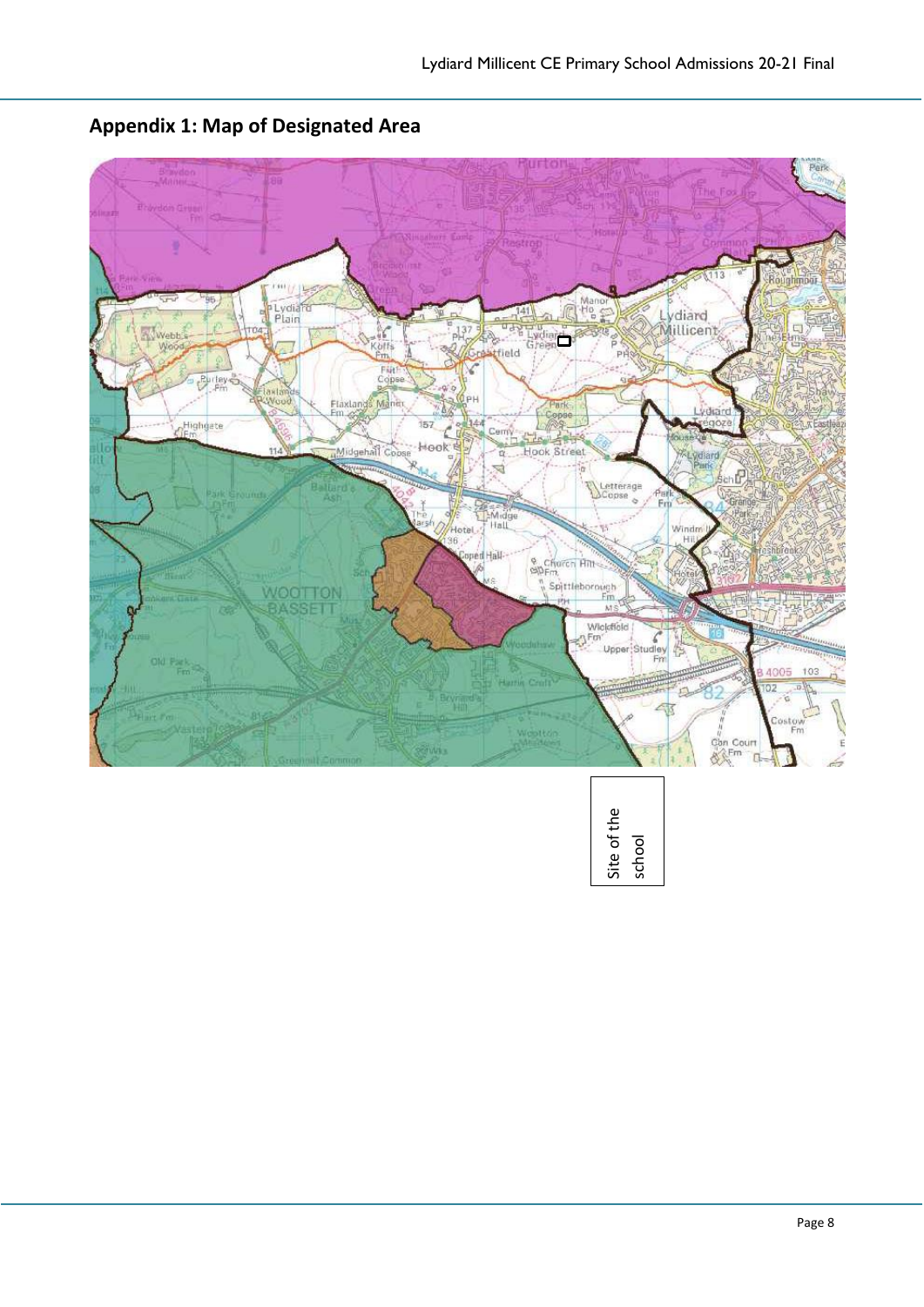## Appendix 1: Map of Designated Area

Site of the school